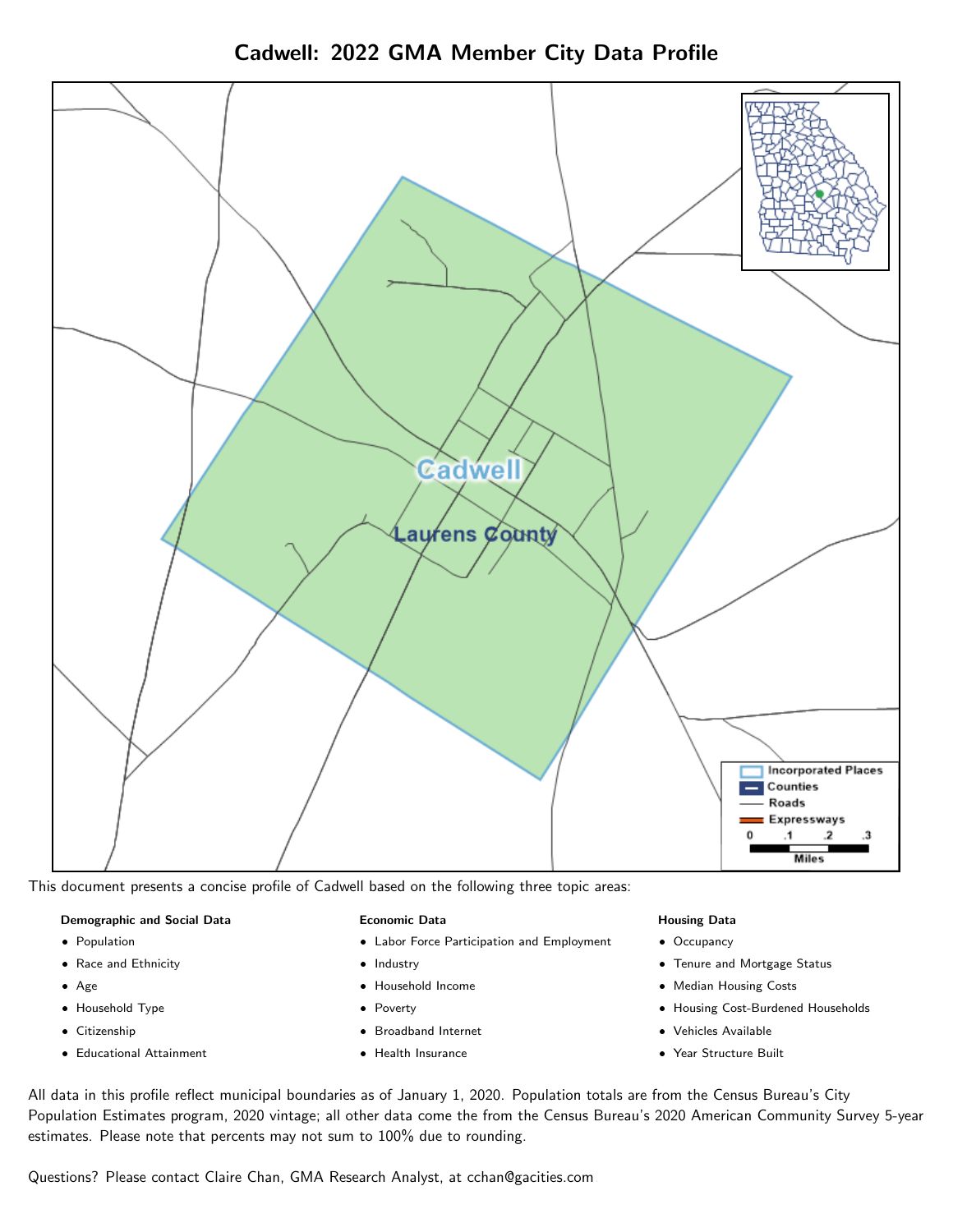# Cadwell: 2022 GMA Member City Data Profile

This document presents a concise profile of Cadwell based on the following three topic areas:

**Demographic and Social Data**

- Population
- Race and Ethnicity
- Age
- Household Type
- Citizenship
- Educational Attainment

**Economic Data**

- Labor Force Participation and Employment
- Industry
- Household Income
- Poverty
- Broadband Internet
- Health Insurance

**Housing Data**

- Occupancy
- Tenure and Mortgage Status
- Median Housing Costs
- Housing Cost-Burdened Households
- Vehicles Available
- Year Structure Built

All data in this profile reflect municipal boundaries as of January 1, 2020. Population totals are from the Census Bureau's City Population Estimates program, 2020 vintage; all other data come the from the Census Bureau's 2020 American Community Survey 5-year estimates. Please note that percents may not sum to 100% due to rounding.

Questions? Please contact Claire Chan, GMA Research Analyst, at cchan@gacities.com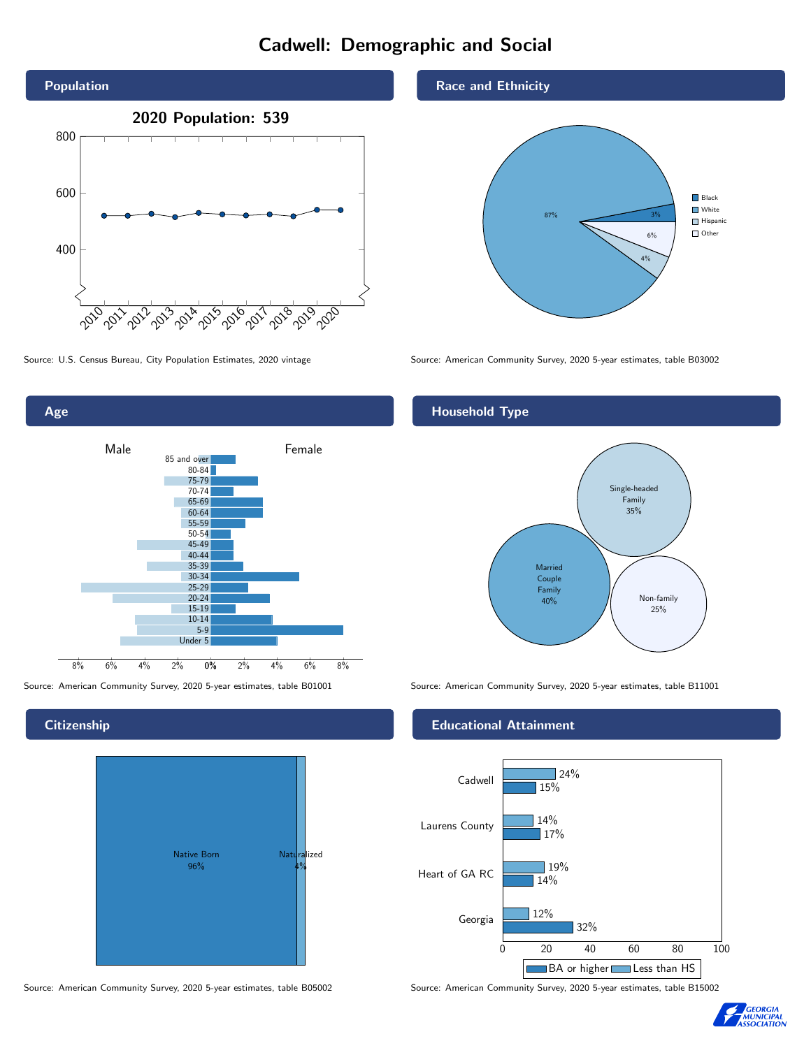# Cadwell: Demographic and Social

## Population

**2020 Population: 539**

Source: U.S. Census Bureau, City Population Estimates, 2020 vintage

## Race and Ethnicity

| Group | Percent |
|---|---|
| Black | 3% |
| White | 87% |
| Hispanic | 4% |
| Other | 6% |

Source: American Community Survey, 2020 5-year estimates, table B03002

## Age

Source: American Community Survey, 2020 5-year estimates, table B01001

## Household Type

| Household Type | Percent |
|---|---|
| Single-headed Family | 35% |
| Married Couple Family | 40% |
| Non-family | 25% |

Source: American Community Survey, 2020 5-year estimates, table B11001

## Citizenship

| Citizenship | Percent |
|---|---|
| Native Born | 96% |
| Naturalized | 4% |

Source: American Community Survey, 2020 5-year estimates, table B05002

## Educational Attainment

| Area | Less than HS | BA or higher |
|---|---|---|
| Cadwell | 24% | 15% |
| Laurens County | 14% | 17% |
| Heart of GA RC | 19% | 14% |
| Georgia | 12% | 32% |

Source: American Community Survey, 2020 5-year estimates, table B15002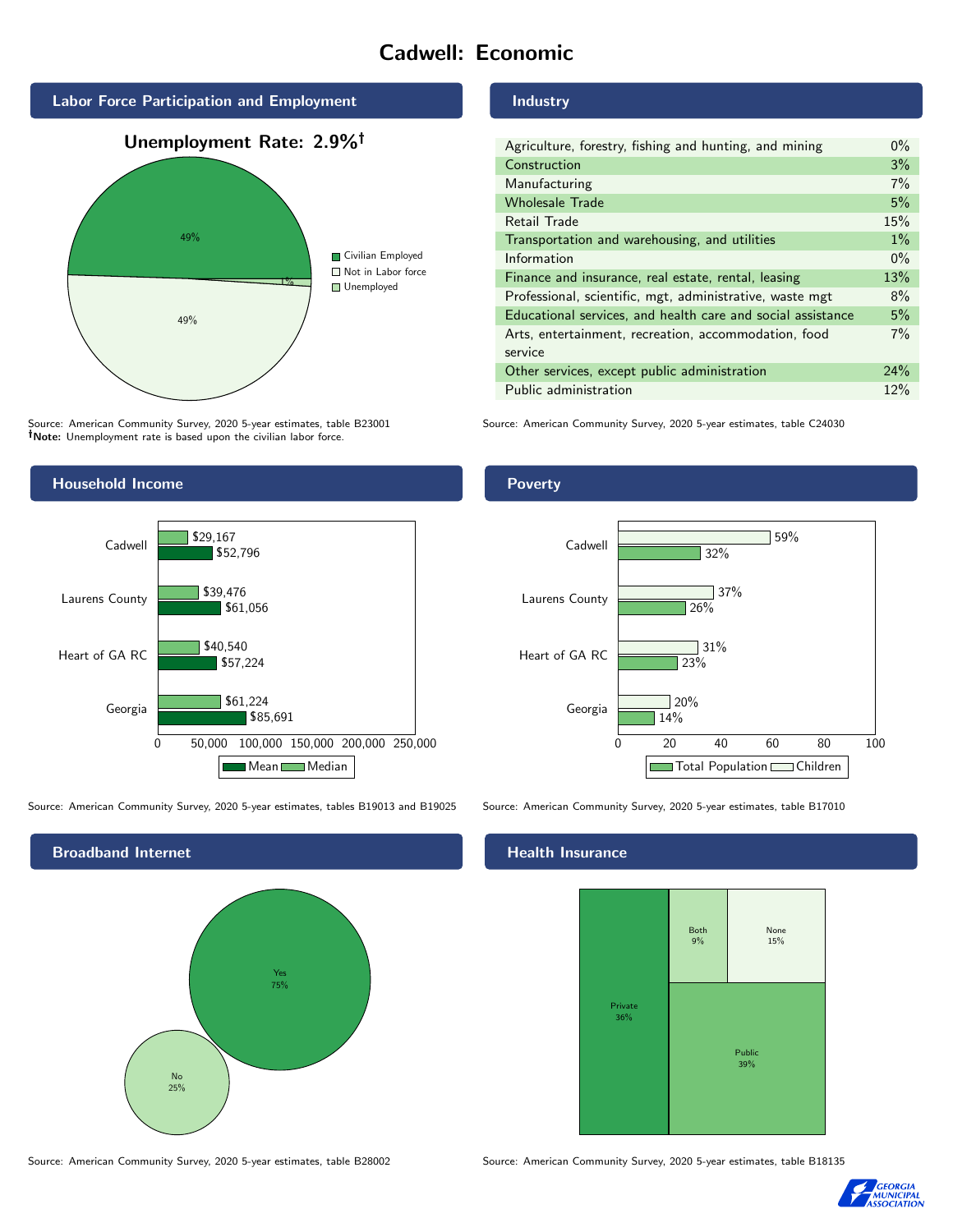# Cadwell: Economic

## Labor Force Participation and Employment

**Unemployment Rate: 2.9%†**

| Category | Percent |
|---|---|
| Civilian Employed | 49% |
| Not in Labor force | 49% |
| Unemployed | 1% |

Source: American Community Survey, 2020 5-year estimates, table B23001
**†Note:** Unemployment rate is based upon the civilian labor force.

## Industry

| Industry | Percent |
|---|---|
| Agriculture, forestry, fishing and hunting, and mining | 0% |
| Construction | 3% |
| Manufacturing | 7% |
| Wholesale Trade | 5% |
| Retail Trade | 15% |
| Transportation and warehousing, and utilities | 1% |
| Information | 0% |
| Finance and insurance, real estate, rental, leasing | 13% |
| Professional, scientific, mgt, administrative, waste mgt | 8% |
| Educational services, and health care and social assistance | 5% |
| Arts, entertainment, recreation, accommodation, food service | 7% |
| Other services, except public administration | 24% |
| Public administration | 12% |

Source: American Community Survey, 2020 5-year estimates, table C24030

## Household Income

| | Median | Mean |
|---|---|---|
| Cadwell | $29,167 | $52,796 |
| Laurens County | $39,476 | $61,056 |
| Heart of GA RC | $40,540 | $57,224 |
| Georgia | $61,224 | $85,691 |

Source: American Community Survey, 2020 5-year estimates, tables B19013 and B19025

## Poverty

| | Children | Total Population |
|---|---|---|
| Cadwell | 59% | 32% |
| Laurens County | 37% | 26% |
| Heart of GA RC | 31% | 23% |
| Georgia | 20% | 14% |

Source: American Community Survey, 2020 5-year estimates, table B17010

## Broadband Internet

| Response | Percent |
|---|---|
| Yes | 75% |
| No | 25% |

Source: American Community Survey, 2020 5-year estimates, table B28002

## Health Insurance

| Type | Percent |
|---|---|
| Private | 36% |
| Public | 39% |
| Both | 9% |
| None | 15% |

Source: American Community Survey, 2020 5-year estimates, table B18135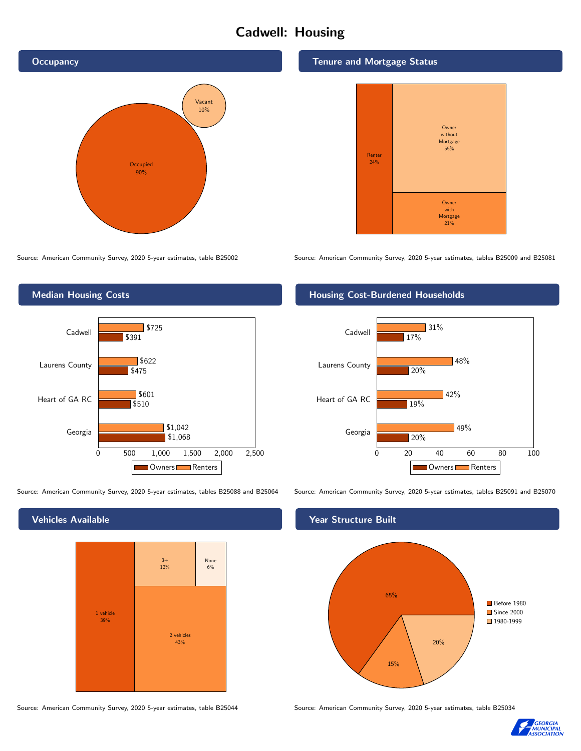# Cadwell: Housing

## Occupancy

Vacant
10%

Occupied
90%

Source: American Community Survey, 2020 5-year estimates, table B25002

## Tenure and Mortgage Status

Renter
24%

Owner
without
Mortgage
55%

Owner
with
Mortgage
21%

Source: American Community Survey, 2020 5-year estimates, tables B25009 and B25081

## Median Housing Costs

Cadwell
$725
$391

Laurens County
$622
$475

Heart of GA RC
$601
$510

Georgia
$1,042
$1,068

0
500
1,000
1,500
2,000
2,500

Owners
Renters

Source: American Community Survey, 2020 5-year estimates, tables B25088 and B25064

## Housing Cost-Burdened Households

Cadwell
31%
17%

Laurens County
48%
20%

Heart of GA RC
42%
19%

Georgia
49%
20%

0
20
40
60
80
100

Owners
Renters

Source: American Community Survey, 2020 5-year estimates, tables B25091 and B25070

## Vehicles Available

1 vehicle
39%

3+
12%

None
6%

2 vehicles
43%

Source: American Community Survey, 2020 5-year estimates, table B25044

## Year Structure Built

65%

15%

20%

Before 1980
Since 2000
1980-1999

Source: American Community Survey, 2020 5-year estimates, table B25034